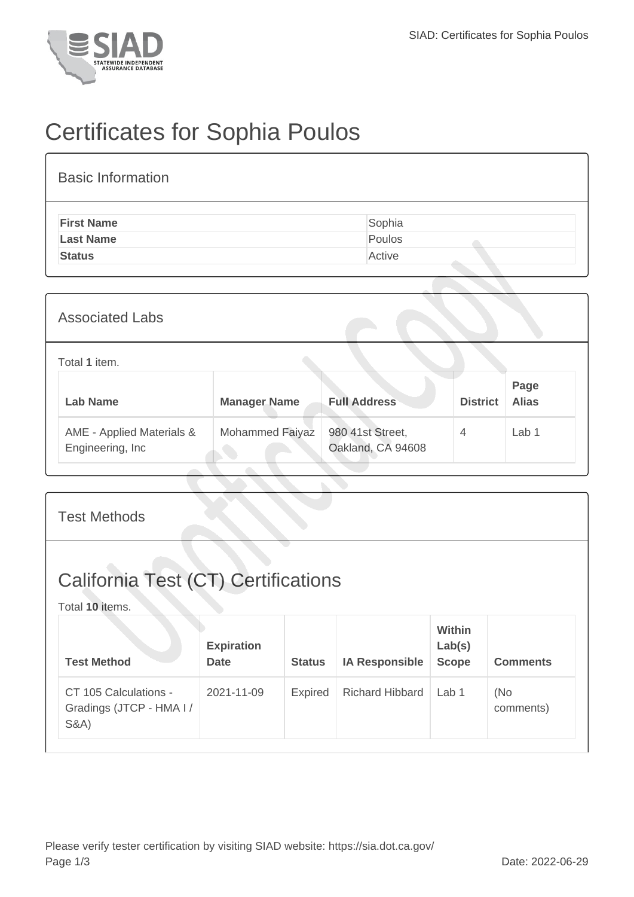# Certificates for Sophia Poulos

## Basic Information

| | |
|---|---|
| **First Name** | Sophia |
| **Last Name** | Poulos |
| **Status** | Active |

## Associated Labs

Total **1** item.

| Lab Name | Manager Name | Full Address | District | Page Alias |
|---|---|---|---|---|
| AME - Applied Materials & Engineering, Inc | Mohammed Faiyaz | 980 41st Street, Oakland, CA 94608 | 4 | Lab 1 |

## Test Methods

# California Test (CT) Certifications

Total **10** items.

| Test Method | Expiration Date | Status | IA Responsible | Within Lab(s) Scope | Comments |
|---|---|---|---|---|---|
| CT 105 Calculations - Gradings (JTCP - HMA I / S&A) | 2021-11-09 | Expired | Richard Hibbard | Lab 1 | (No comments) |

Please verify tester certification by visiting SIAD website: https://sia.dot.ca.gov/

Date: 2022-06-29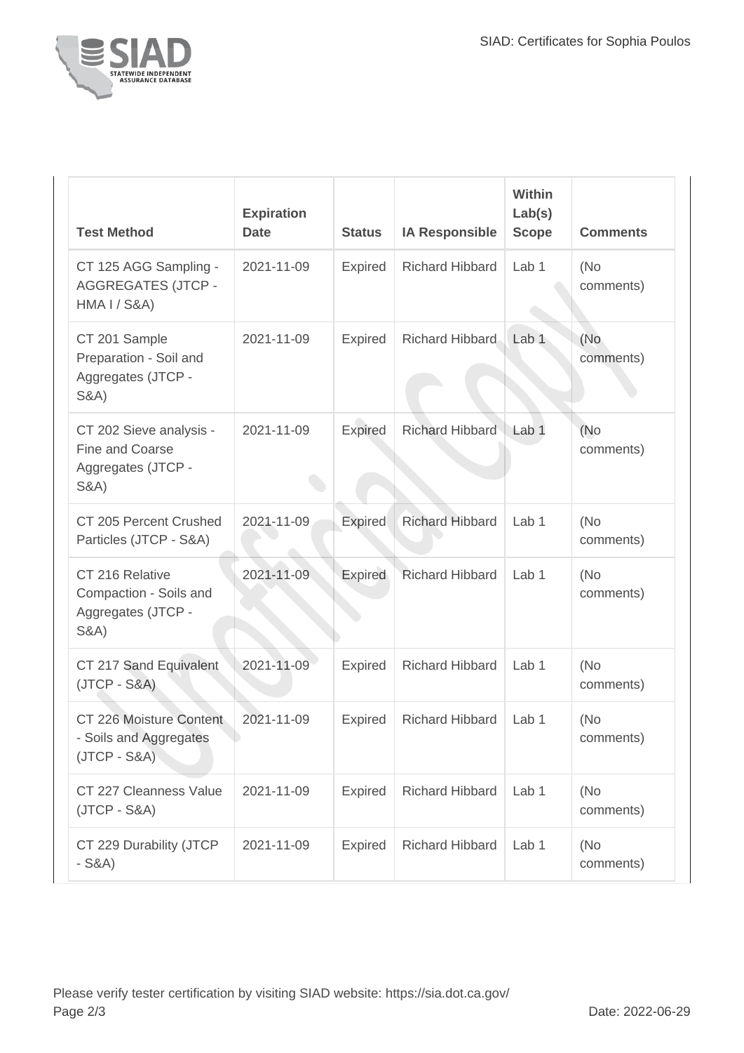| Test Method | Expiration Date | Status | IA Responsible | Within Lab(s) Scope | Comments |
|---|---|---|---|---|---|
| CT 125 AGG Sampling - AGGREGATES (JTCP - HMA I / S&A) | 2021-11-09 | Expired | Richard Hibbard | Lab 1 | (No comments) |
| CT 201 Sample Preparation - Soil and Aggregates (JTCP - S&A) | 2021-11-09 | Expired | Richard Hibbard | Lab 1 | (No comments) |
| CT 202 Sieve analysis - Fine and Coarse Aggregates (JTCP - S&A) | 2021-11-09 | Expired | Richard Hibbard | Lab 1 | (No comments) |
| CT 205 Percent Crushed Particles (JTCP - S&A) | 2021-11-09 | Expired | Richard Hibbard | Lab 1 | (No comments) |
| CT 216 Relative Compaction - Soils and Aggregates (JTCP - S&A) | 2021-11-09 | Expired | Richard Hibbard | Lab 1 | (No comments) |
| CT 217 Sand Equivalent (JTCP - S&A) | 2021-11-09 | Expired | Richard Hibbard | Lab 1 | (No comments) |
| CT 226 Moisture Content - Soils and Aggregates (JTCP - S&A) | 2021-11-09 | Expired | Richard Hibbard | Lab 1 | (No comments) |
| CT 227 Cleanness Value (JTCP - S&A) | 2021-11-09 | Expired | Richard Hibbard | Lab 1 | (No comments) |
| CT 229 Durability (JTCP - S&A) | 2021-11-09 | Expired | Richard Hibbard | Lab 1 | (No comments) |

Please verify tester certification by visiting SIAD website: https://sia.dot.ca.gov/

Date: 2022-06-29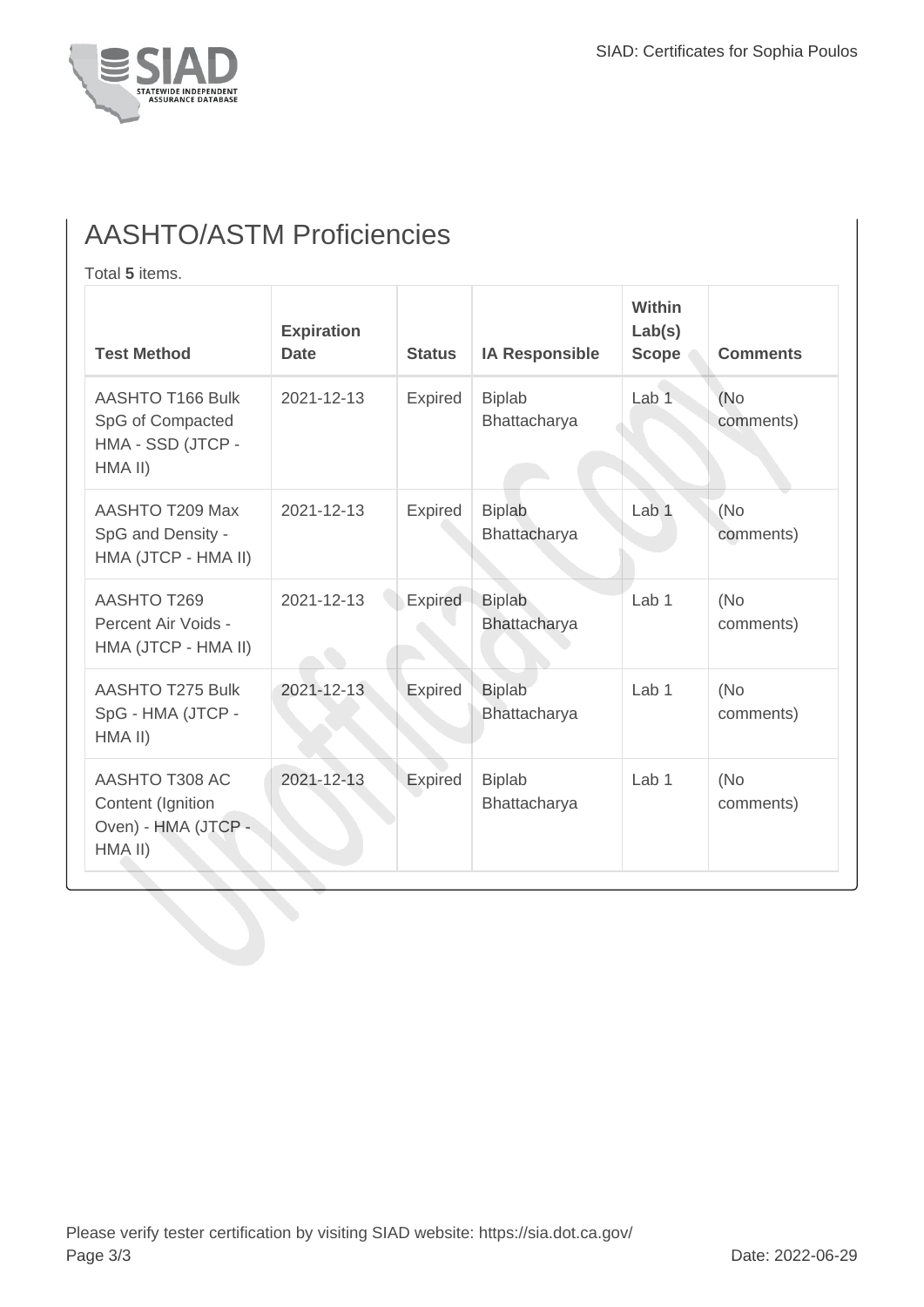## AASHTO/ASTM Proficiencies

Total **5** items.

| Test Method | Expiration Date | Status | IA Responsible | Within Lab(s) Scope | Comments |
|---|---|---|---|---|---|
| AASHTO T166 Bulk SpG of Compacted HMA - SSD (JTCP - HMA II) | 2021-12-13 | Expired | Biplab Bhattacharya | Lab 1 | (No comments) |
| AASHTO T209 Max SpG and Density - HMA (JTCP - HMA II) | 2021-12-13 | Expired | Biplab Bhattacharya | Lab 1 | (No comments) |
| AASHTO T269 Percent Air Voids - HMA (JTCP - HMA II) | 2021-12-13 | Expired | Biplab Bhattacharya | Lab 1 | (No comments) |
| AASHTO T275 Bulk SpG - HMA (JTCP - HMA II) | 2021-12-13 | Expired | Biplab Bhattacharya | Lab 1 | (No comments) |
| AASHTO T308 AC Content (Ignition Oven) - HMA (JTCP - HMA II) | 2021-12-13 | Expired | Biplab Bhattacharya | Lab 1 | (No comments) |

Please verify tester certification by visiting SIAD website: https://sia.dot.ca.gov/

Date: 2022-06-29